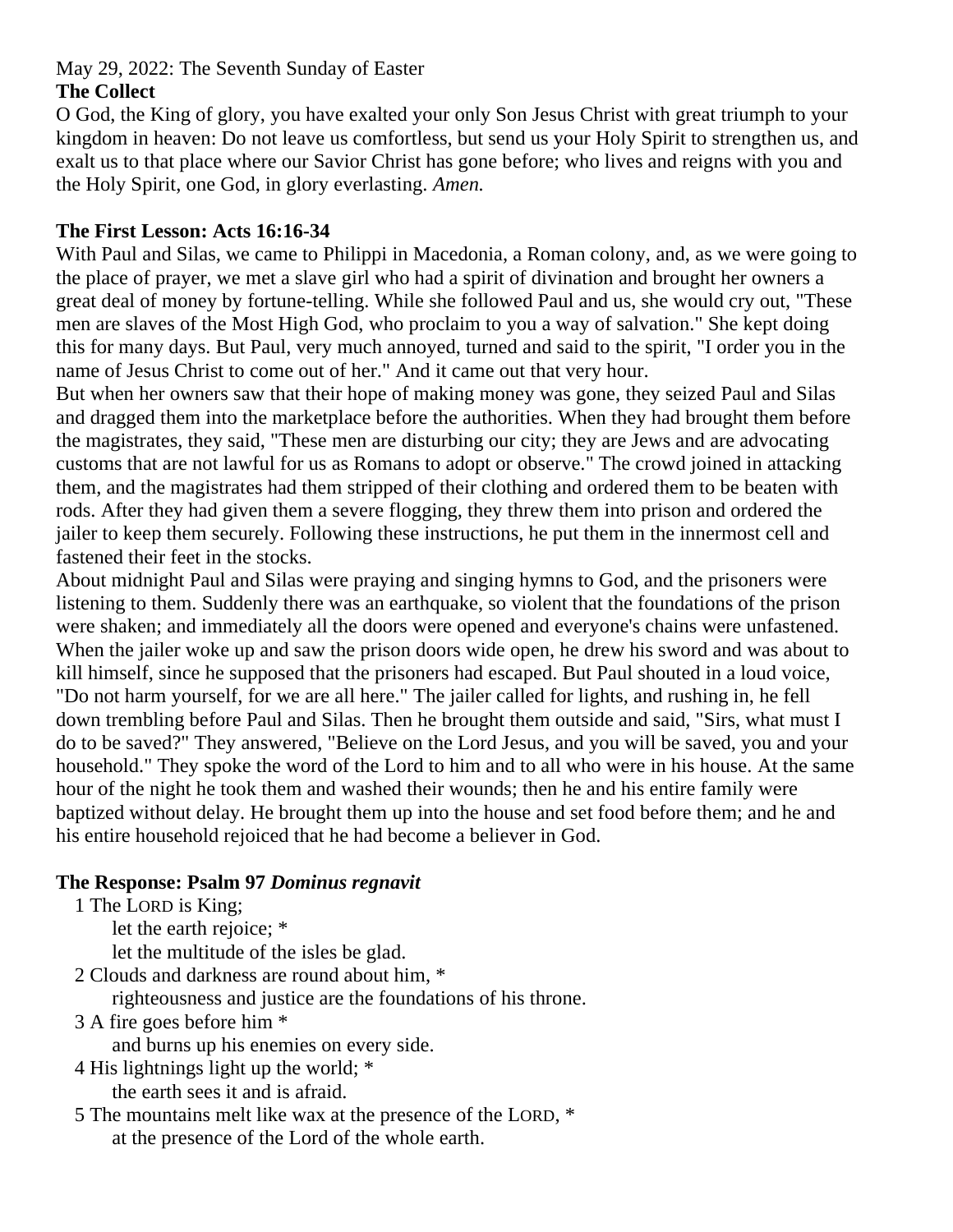May 29, 2022: The Seventh Sunday of Easter

**The Collect**

O God, the King of glory, you have exalted your only Son Jesus Christ with great triumph to your kingdom in heaven: Do not leave us comfortless, but send us your Holy Spirit to strengthen us, and exalt us to that place where our Savior Christ has gone before; who lives and reigns with you and the Holy Spirit, one God, in glory everlasting. *Amen.*

**The First Lesson: Acts 16:16-34**

With Paul and Silas, we came to Philippi in Macedonia, a Roman colony, and, as we were going to the place of prayer, we met a slave girl who had a spirit of divination and brought her owners a great deal of money by fortune-telling. While she followed Paul and us, she would cry out, "These men are slaves of the Most High God, who proclaim to you a way of salvation." She kept doing this for many days. But Paul, very much annoyed, turned and said to the spirit, "I order you in the name of Jesus Christ to come out of her." And it came out that very hour.

But when her owners saw that their hope of making money was gone, they seized Paul and Silas and dragged them into the marketplace before the authorities. When they had brought them before the magistrates, they said, "These men are disturbing our city; they are Jews and are advocating customs that are not lawful for us as Romans to adopt or observe." The crowd joined in attacking them, and the magistrates had them stripped of their clothing and ordered them to be beaten with rods. After they had given them a severe flogging, they threw them into prison and ordered the jailer to keep them securely. Following these instructions, he put them in the innermost cell and fastened their feet in the stocks.

About midnight Paul and Silas were praying and singing hymns to God, and the prisoners were listening to them. Suddenly there was an earthquake, so violent that the foundations of the prison were shaken; and immediately all the doors were opened and everyone's chains were unfastened. When the jailer woke up and saw the prison doors wide open, he drew his sword and was about to kill himself, since he supposed that the prisoners had escaped. But Paul shouted in a loud voice, "Do not harm yourself, for we are all here." The jailer called for lights, and rushing in, he fell down trembling before Paul and Silas. Then he brought them outside and said, "Sirs, what must I do to be saved?" They answered, "Believe on the Lord Jesus, and you will be saved, you and your household." They spoke the word of the Lord to him and to all who were in his house. At the same hour of the night he took them and washed their wounds; then he and his entire family were baptized without delay. He brought them up into the house and set food before them; and he and his entire household rejoiced that he had become a believer in God.

**The Response: Psalm 97 *Dominus regnavit***

1 The LORD is King;
 let the earth rejoice; *
 let the multitude of the isles be glad.

2 Clouds and darkness are round about him, *
 righteousness and justice are the foundations of his throne.

3 A fire goes before him *
 and burns up his enemies on every side.

4 His lightnings light up the world; *
 the earth sees it and is afraid.

5 The mountains melt like wax at the presence of the LORD, *
 at the presence of the Lord of the whole earth.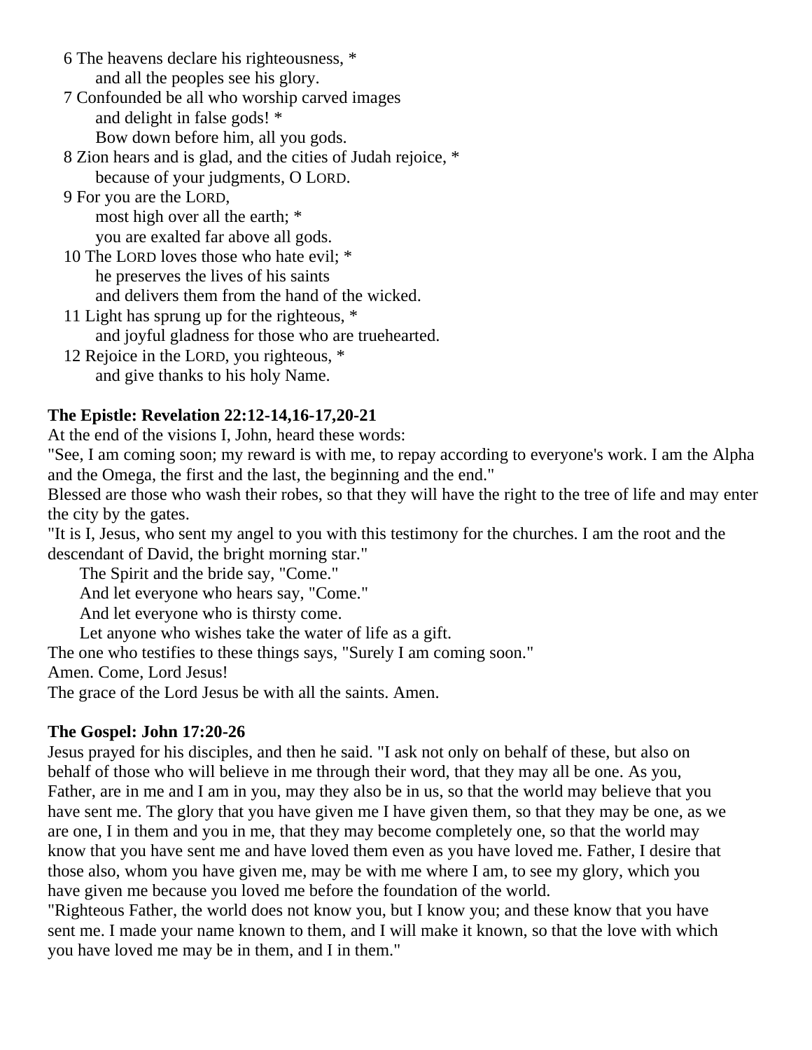6 The heavens declare his righteousness, *
and all the peoples see his glory.

7 Confounded be all who worship carved images
and delight in false gods! *
Bow down before him, all you gods.

8 Zion hears and is glad, and the cities of Judah rejoice, *
because of your judgments, O LORD.

9 For you are the LORD,
most high over all the earth; *
you are exalted far above all gods.

10 The LORD loves those who hate evil; *
he preserves the lives of his saints
and delivers them from the hand of the wicked.

11 Light has sprung up for the righteous, *
and joyful gladness for those who are truehearted.

12 Rejoice in the LORD, you righteous, *
and give thanks to his holy Name.

**The Epistle: Revelation 22:12-14,16-17,20-21**

At the end of the visions I, John, heard these words:

"See, I am coming soon; my reward is with me, to repay according to everyone's work. I am the Alpha and the Omega, the first and the last, the beginning and the end."

Blessed are those who wash their robes, so that they will have the right to the tree of life and may enter the city by the gates.

"It is I, Jesus, who sent my angel to you with this testimony for the churches. I am the root and the descendant of David, the bright morning star."

The Spirit and the bride say, "Come."
And let everyone who hears say, "Come."
And let everyone who is thirsty come.
Let anyone who wishes take the water of life as a gift.

The one who testifies to these things says, "Surely I am coming soon."

Amen. Come, Lord Jesus!

The grace of the Lord Jesus be with all the saints. Amen.

**The Gospel: John 17:20-26**

Jesus prayed for his disciples, and then he said. "I ask not only on behalf of these, but also on behalf of those who will believe in me through their word, that they may all be one. As you, Father, are in me and I am in you, may they also be in us, so that the world may believe that you have sent me. The glory that you have given me I have given them, so that they may be one, as we are one, I in them and you in me, that they may become completely one, so that the world may know that you have sent me and have loved them even as you have loved me. Father, I desire that those also, whom you have given me, may be with me where I am, to see my glory, which you have given me because you loved me before the foundation of the world.

"Righteous Father, the world does not know you, but I know you; and these know that you have sent me. I made your name known to them, and I will make it known, so that the love with which you have loved me may be in them, and I in them."